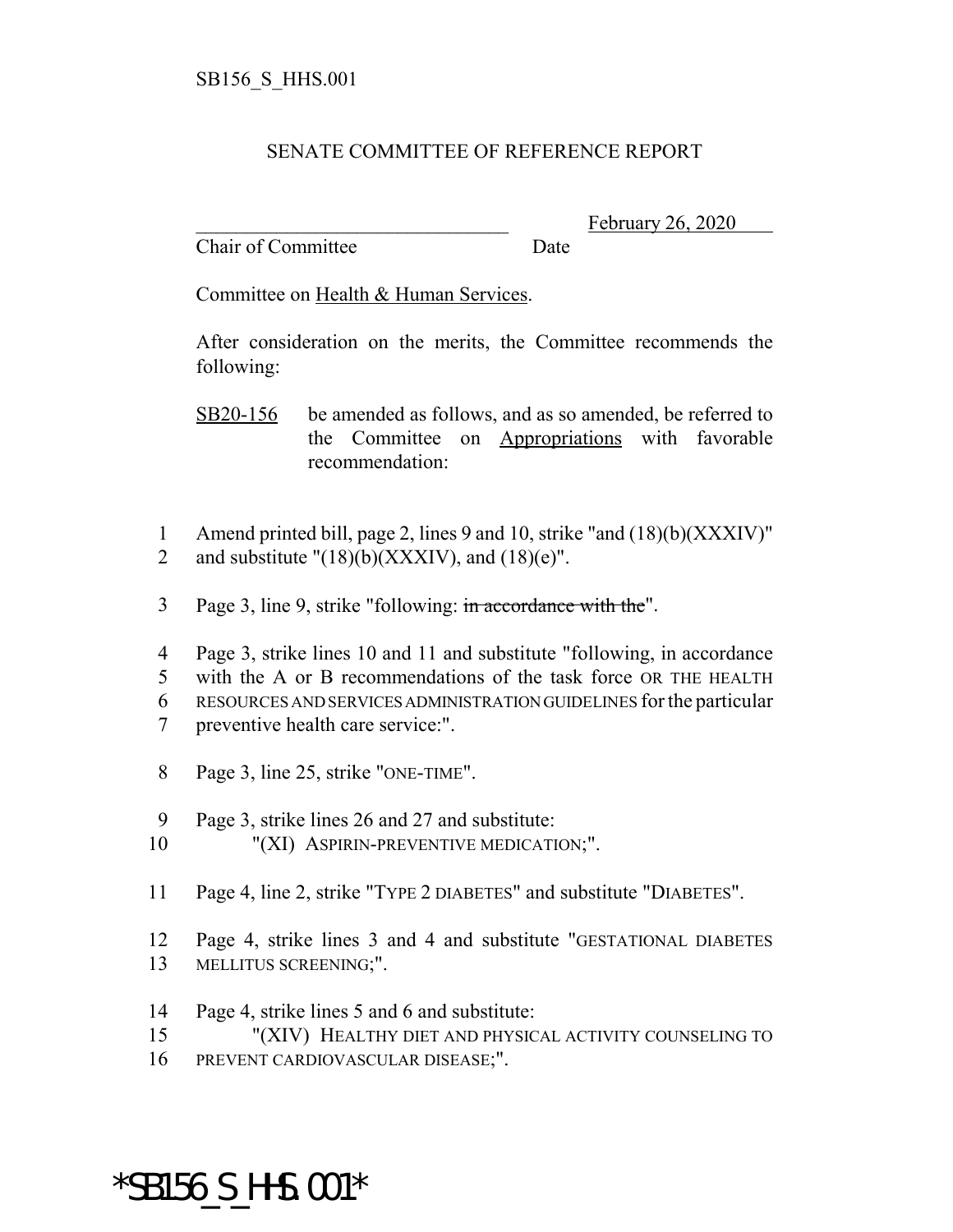SB156_S_HHS.001

SENATE COMMITTEE OF REFERENCE REPORT

________________________________ February 26, 2020
Chair of Committee Date

Committee on Health & Human Services.

After consideration on the merits, the Committee recommends the following:

SB20-156 be amended as follows, and as so amended, be referred to the Committee on Appropriations with favorable recommendation:

1 Amend printed bill, page 2, lines 9 and 10, strike "and (18)(b)(XXXIV)"
2 and substitute "(18)(b)(XXXIV), and (18)(e)".

3 Page 3, line 9, strike "following: ~~in accordance with the~~".

4 Page 3, strike lines 10 and 11 and substitute "following, in accordance
5 with the A or B recommendations of the task force OR THE HEALTH
6 RESOURCES AND SERVICES ADMINISTRATION GUIDELINES for the particular
7 preventive health care service:".

8 Page 3, line 25, strike "ONE-TIME".

9 Page 3, strike lines 26 and 27 and substitute:
10 "(XI) ASPIRIN-PREVENTIVE MEDICATION;".

11 Page 4, line 2, strike "TYPE 2 DIABETES" and substitute "DIABETES".

12 Page 4, strike lines 3 and 4 and substitute "GESTATIONAL DIABETES
13 MELLITUS SCREENING;".

14 Page 4, strike lines 5 and 6 and substitute:
15 "(XIV) HEALTHY DIET AND PHYSICAL ACTIVITY COUNSELING TO
16 PREVENT CARDIOVASCULAR DISEASE;".

*SB156_S_HHS.001*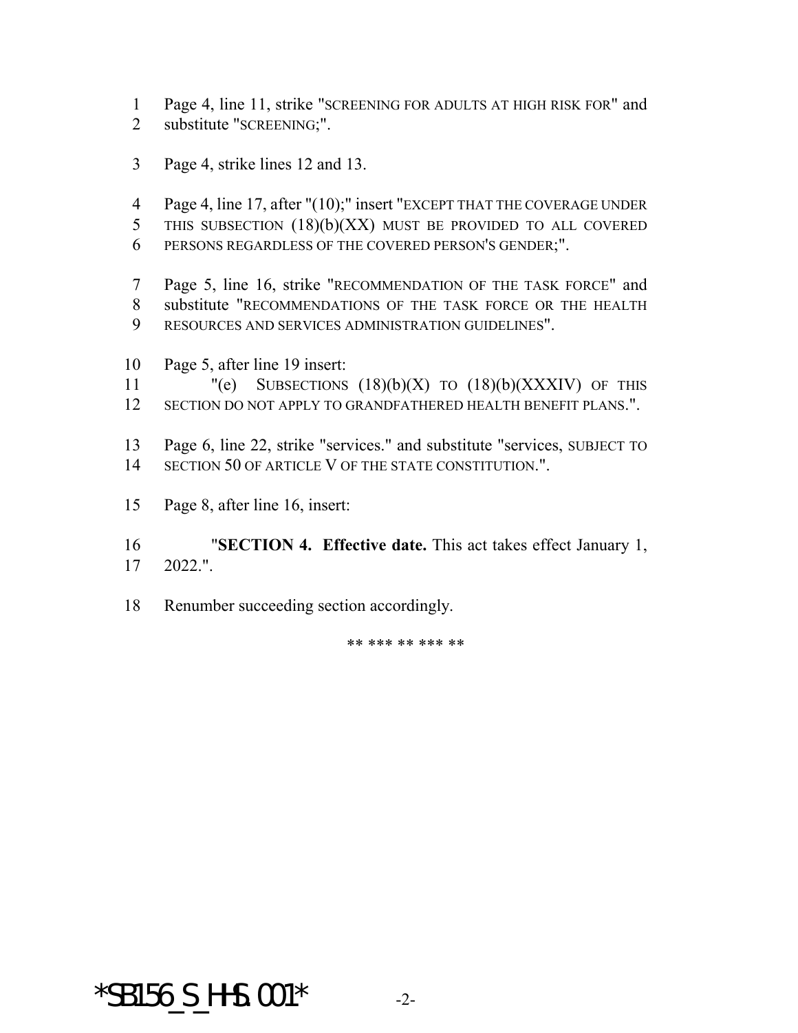Page 4, line 11, strike "SCREENING FOR ADULTS AT HIGH RISK FOR" and substitute "SCREENING;".

Page 4, strike lines 12 and 13.

Page 4, line 17, after "(10);" insert "EXCEPT THAT THE COVERAGE UNDER THIS SUBSECTION (18)(b)(XX) MUST BE PROVIDED TO ALL COVERED PERSONS REGARDLESS OF THE COVERED PERSON'S GENDER;".

Page 5, line 16, strike "RECOMMENDATION OF THE TASK FORCE" and substitute "RECOMMENDATIONS OF THE TASK FORCE OR THE HEALTH RESOURCES AND SERVICES ADMINISTRATION GUIDELINES".

Page 5, after line 19 insert:

"(e) SUBSECTIONS (18)(b)(X) TO (18)(b)(XXXIV) OF THIS SECTION DO NOT APPLY TO GRANDFATHERED HEALTH BENEFIT PLANS.".

Page 6, line 22, strike "services." and substitute "services, SUBJECT TO SECTION 50 OF ARTICLE V OF THE STATE CONSTITUTION.".

Page 8, after line 16, insert:

"**SECTION 4. Effective date.** This act takes effect January 1, 2022.".

Renumber succeeding section accordingly.

** *** ** *** **

*SB156_S_HHS.001*